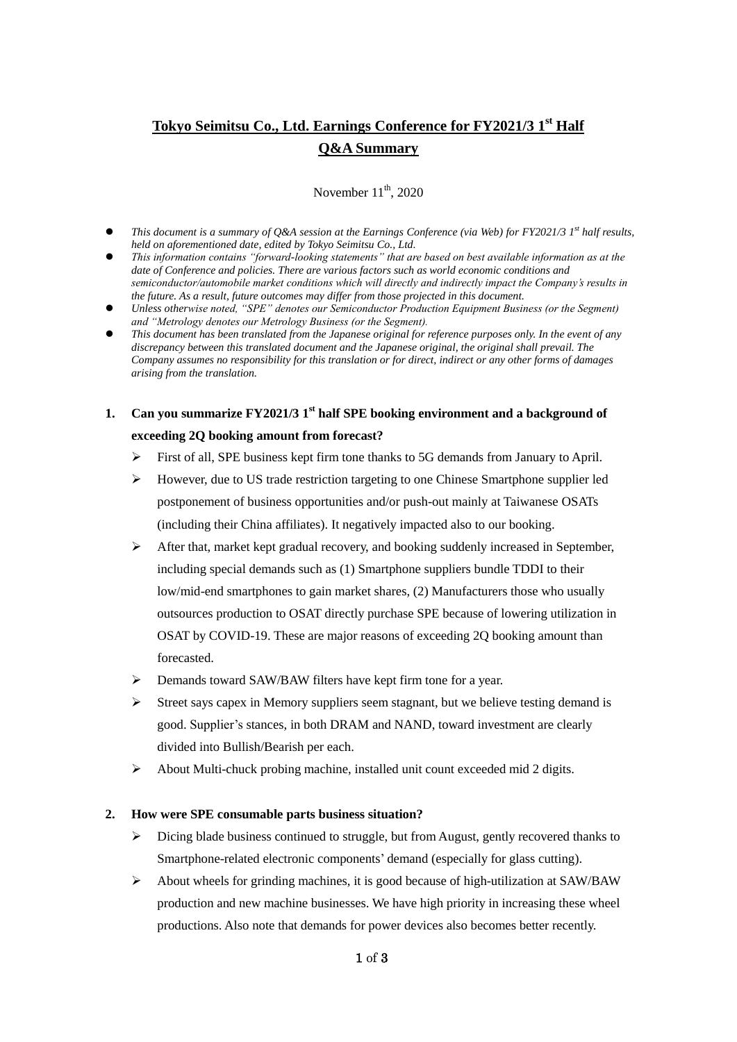# Tokyo Seimitsu Co., Ltd. Earnings Conference for FY2021/3 1st Half Q&A Summary

November 11th, 2020

- *This document is a summary of Q&A session at the Earnings Conference (via Web) for FY2021/3 1st half results, held on aforementioned date, edited by Tokyo Seimitsu Co., Ltd.*
- *This information contains "forward-looking statements" that are based on best available information as at the date of Conference and policies. There are various factors such as world economic conditions and semiconductor/automobile market conditions which will directly and indirectly impact the Company's results in the future. As a result, future outcomes may differ from those projected in this document.*
- *Unless otherwise noted, "SPE" denotes our Semiconductor Production Equipment Business (or the Segment) and "Metrology denotes our Metrology Business (or the Segment).*
- *This document has been translated from the Japanese original for reference purposes only. In the event of any discrepancy between this translated document and the Japanese original, the original shall prevail. The Company assumes no responsibility for this translation or for direct, indirect or any other forms of damages arising from the translation.*

## 1. Can you summarize FY2021/3 1st half SPE booking environment and a background of exceeding 2Q booking amount from forecast?

- First of all, SPE business kept firm tone thanks to 5G demands from January to April.
- However, due to US trade restriction targeting to one Chinese Smartphone supplier led postponement of business opportunities and/or push-out mainly at Taiwanese OSATs (including their China affiliates). It negatively impacted also to our booking.
- After that, market kept gradual recovery, and booking suddenly increased in September, including special demands such as (1) Smartphone suppliers bundle TDDI to their low/mid-end smartphones to gain market shares, (2) Manufacturers those who usually outsources production to OSAT directly purchase SPE because of lowering utilization in OSAT by COVID-19. These are major reasons of exceeding 2Q booking amount than forecasted.
- Demands toward SAW/BAW filters have kept firm tone for a year.
- Street says capex in Memory suppliers seem stagnant, but we believe testing demand is good. Supplier's stances, in both DRAM and NAND, toward investment are clearly divided into Bullish/Bearish per each.
- About Multi-chuck probing machine, installed unit count exceeded mid 2 digits.

## 2. How were SPE consumable parts business situation?

- Dicing blade business continued to struggle, but from August, gently recovered thanks to Smartphone-related electronic components' demand (especially for glass cutting).
- About wheels for grinding machines, it is good because of high-utilization at SAW/BAW production and new machine businesses. We have high priority in increasing these wheel productions. Also note that demands for power devices also becomes better recently.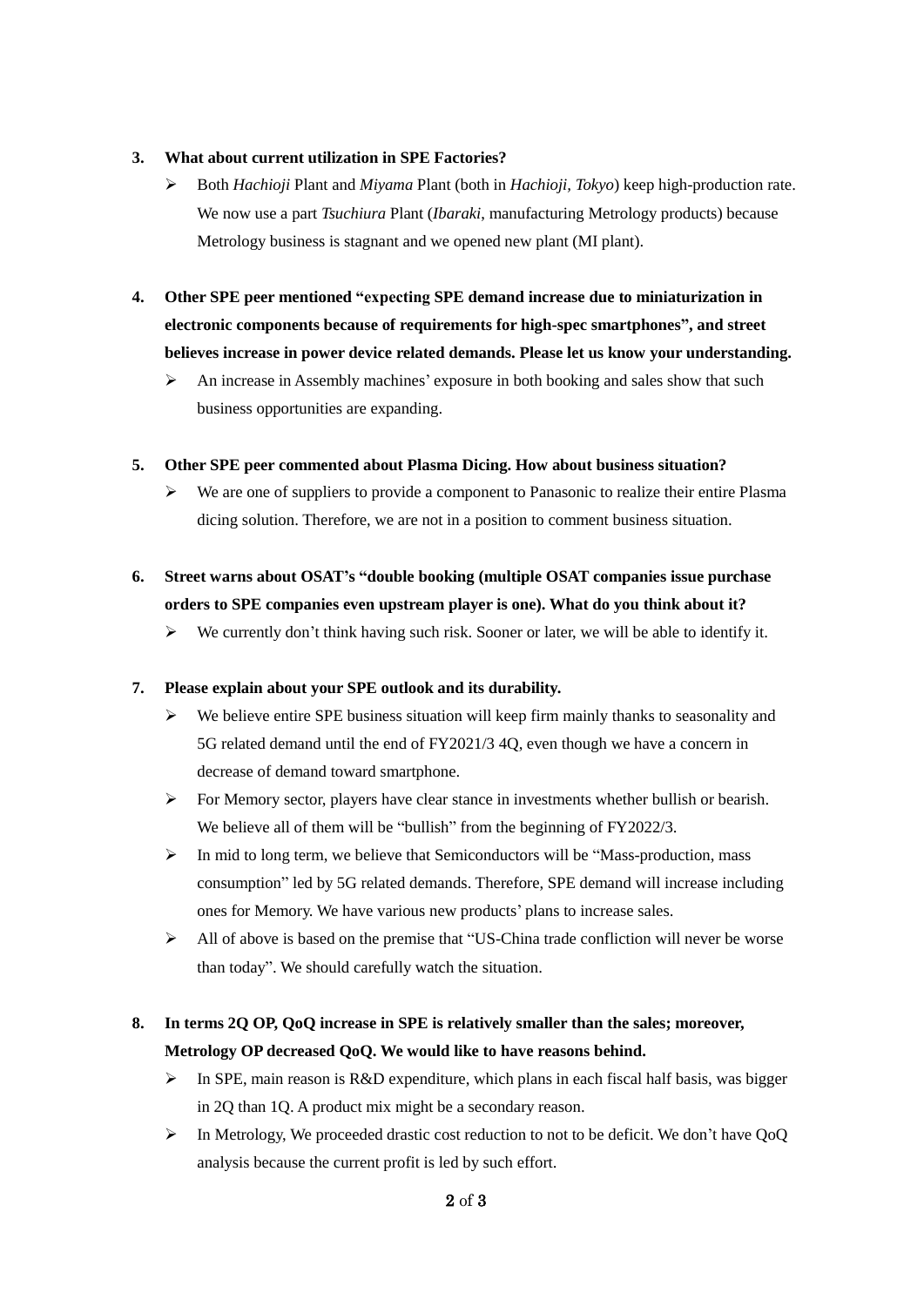3. **What about current utilization in SPE Factories?**
   - Both *Hachioji* Plant and *Miyama* Plant (both in *Hachioji, Tokyo*) keep high-production rate. We now use a part *Tsuchiura* Plant (*Ibaraki*, manufacturing Metrology products) because Metrology business is stagnant and we opened new plant (MI plant).

4. **Other SPE peer mentioned "expecting SPE demand increase due to miniaturization in electronic components because of requirements for high-spec smartphones", and street believes increase in power device related demands. Please let us know your understanding.**
   - An increase in Assembly machines' exposure in both booking and sales show that such business opportunities are expanding.

5. **Other SPE peer commented about Plasma Dicing. How about business situation?**
   - We are one of suppliers to provide a component to Panasonic to realize their entire Plasma dicing solution. Therefore, we are not in a position to comment business situation.

6. **Street warns about OSAT's "double booking (multiple OSAT companies issue purchase orders to SPE companies even upstream player is one). What do you think about it?**
   - We currently don't think having such risk. Sooner or later, we will be able to identify it.

7. **Please explain about your SPE outlook and its durability.**
   - We believe entire SPE business situation will keep firm mainly thanks to seasonality and 5G related demand until the end of FY2021/3 4Q, even though we have a concern in decrease of demand toward smartphone.
   - For Memory sector, players have clear stance in investments whether bullish or bearish. We believe all of them will be "bullish" from the beginning of FY2022/3.
   - In mid to long term, we believe that Semiconductors will be "Mass-production, mass consumption" led by 5G related demands. Therefore, SPE demand will increase including ones for Memory. We have various new products' plans to increase sales.
   - All of above is based on the premise that "US-China trade confliction will never be worse than today". We should carefully watch the situation.

8. **In terms 2Q OP, QoQ increase in SPE is relatively smaller than the sales; moreover, Metrology OP decreased QoQ. We would like to have reasons behind.**
   - In SPE, main reason is R&D expenditure, which plans in each fiscal half basis, was bigger in 2Q than 1Q. A product mix might be a secondary reason.
   - In Metrology, We proceeded drastic cost reduction to not to be deficit. We don't have QoQ analysis because the current profit is led by such effort.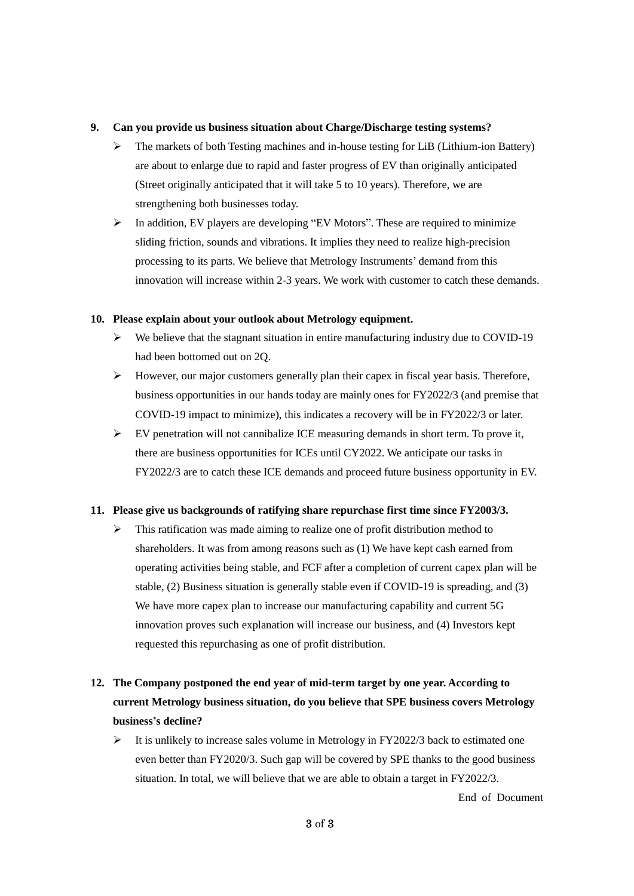**9. Can you provide us business situation about Charge/Discharge testing systems?**

- The markets of both Testing machines and in-house testing for LiB (Lithium-ion Battery) are about to enlarge due to rapid and faster progress of EV than originally anticipated (Street originally anticipated that it will take 5 to 10 years). Therefore, we are strengthening both businesses today.
- In addition, EV players are developing "EV Motors". These are required to minimize sliding friction, sounds and vibrations. It implies they need to realize high-precision processing to its parts. We believe that Metrology Instruments' demand from this innovation will increase within 2-3 years. We work with customer to catch these demands.

**10. Please explain about your outlook about Metrology equipment.**

- We believe that the stagnant situation in entire manufacturing industry due to COVID-19 had been bottomed out on 2Q.
- However, our major customers generally plan their capex in fiscal year basis. Therefore, business opportunities in our hands today are mainly ones for FY2022/3 (and premise that COVID-19 impact to minimize), this indicates a recovery will be in FY2022/3 or later.
- EV penetration will not cannibalize ICE measuring demands in short term. To prove it, there are business opportunities for ICEs until CY2022. We anticipate our tasks in FY2022/3 are to catch these ICE demands and proceed future business opportunity in EV.

**11. Please give us backgrounds of ratifying share repurchase first time since FY2003/3.**

- This ratification was made aiming to realize one of profit distribution method to shareholders. It was from among reasons such as (1) We have kept cash earned from operating activities being stable, and FCF after a completion of current capex plan will be stable, (2) Business situation is generally stable even if COVID-19 is spreading, and (3) We have more capex plan to increase our manufacturing capability and current 5G innovation proves such explanation will increase our business, and (4) Investors kept requested this repurchasing as one of profit distribution.

**12. The Company postponed the end year of mid-term target by one year. According to current Metrology business situation, do you believe that SPE business covers Metrology business's decline?**

- It is unlikely to increase sales volume in Metrology in FY2022/3 back to estimated one even better than FY2020/3. Such gap will be covered by SPE thanks to the good business situation. In total, we will believe that we are able to obtain a target in FY2022/3.

End of Document